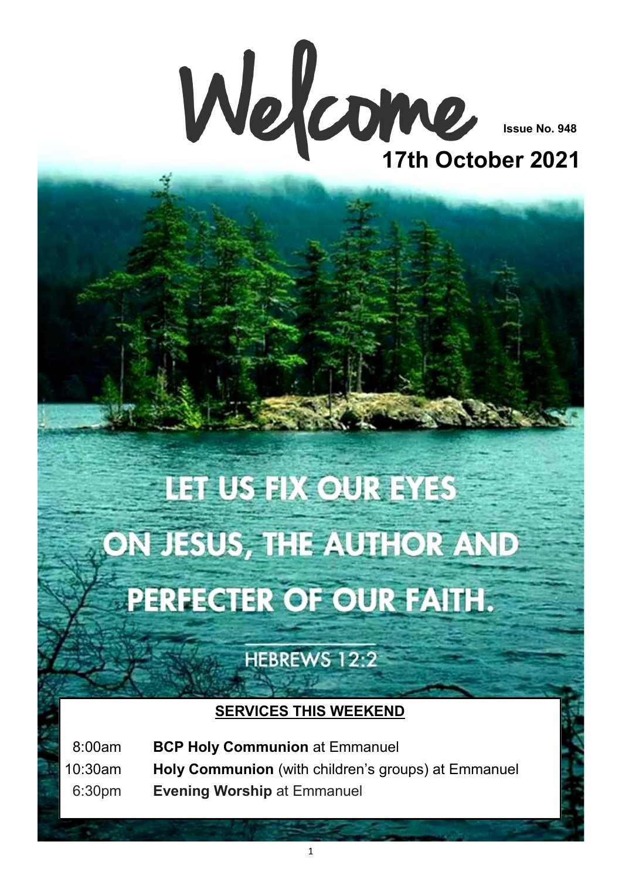# Welcome

**Issue No. 948**

**17th October 2021**

LET US FIX OUR EYES ON JESUS, THE AUTHOR AND PERFECTER OF OUR FAITH.

HEBREWS 12:2

## SERVICES THIS WEEKEND

| | |
|---|---|
| 8:00am | **BCP Holy Communion** at Emmanuel |
| 10:30am | **Holy Communion** (with children's groups) at Emmanuel |
| 6:30pm | **Evening Worship** at Emmanuel |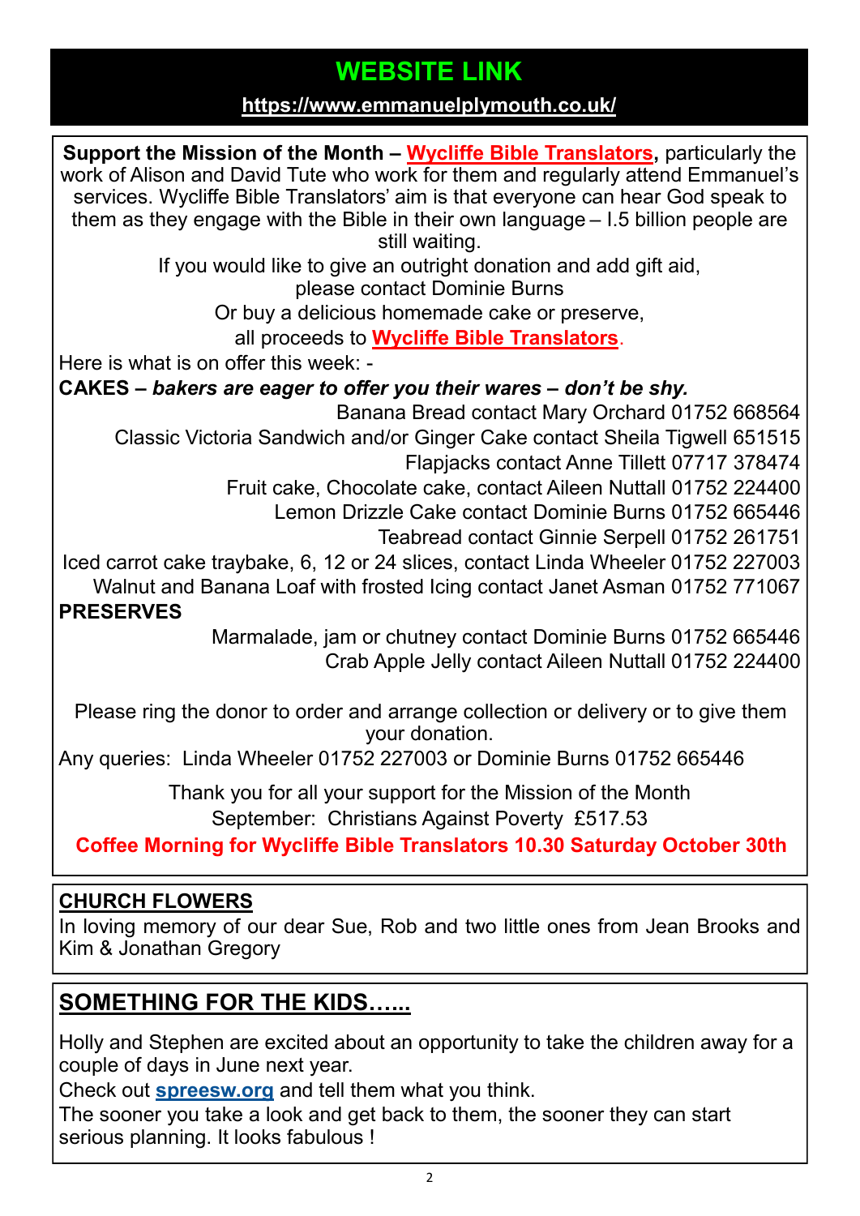# WEBSITE LINK

**https://www.emmanuelplymouth.co.uk/**

**Support the Mission of the Month – Wycliffe Bible Translators,** particularly the work of Alison and David Tute who work for them and regularly attend Emmanuel's services. Wycliffe Bible Translators' aim is that everyone can hear God speak to them as they engage with the Bible in their own language – I.5 billion people are still waiting.

If you would like to give an outright donation and add gift aid, please contact Dominie Burns

Or buy a delicious homemade cake or preserve, all proceeds to **Wycliffe Bible Translators**.

Here is what is on offer this week: -

**CAKES – *bakers are eager to offer you their wares – don't be shy.***

Banana Bread contact Mary Orchard 01752 668564

Classic Victoria Sandwich and/or Ginger Cake contact Sheila Tigwell 651515

Flapjacks contact Anne Tillett 07717 378474

Fruit cake, Chocolate cake, contact Aileen Nuttall 01752 224400

Lemon Drizzle Cake contact Dominie Burns 01752 665446

Teabread contact Ginnie Serpell 01752 261751

Iced carrot cake traybake, 6, 12 or 24 slices, contact Linda Wheeler 01752 227003

Walnut and Banana Loaf with frosted Icing contact Janet Asman 01752 771067

**PRESERVES**

Marmalade, jam or chutney contact Dominie Burns 01752 665446

Crab Apple Jelly contact Aileen Nuttall 01752 224400

Please ring the donor to order and arrange collection or delivery or to give them your donation.

Any queries: Linda Wheeler 01752 227003 or Dominie Burns 01752 665446

Thank you for all your support for the Mission of the Month

September: Christians Against Poverty £517.53

**Coffee Morning for Wycliffe Bible Translators 10.30 Saturday October 30th**

## CHURCH FLOWERS

In loving memory of our dear Sue, Rob and two little ones from Jean Brooks and Kim & Jonathan Gregory

## SOMETHING FOR THE KIDS…...

Holly and Stephen are excited about an opportunity to take the children away for a couple of days in June next year.

Check out **spreesw.org** and tell them what you think.

The sooner you take a look and get back to them, the sooner they can start serious planning. It looks fabulous !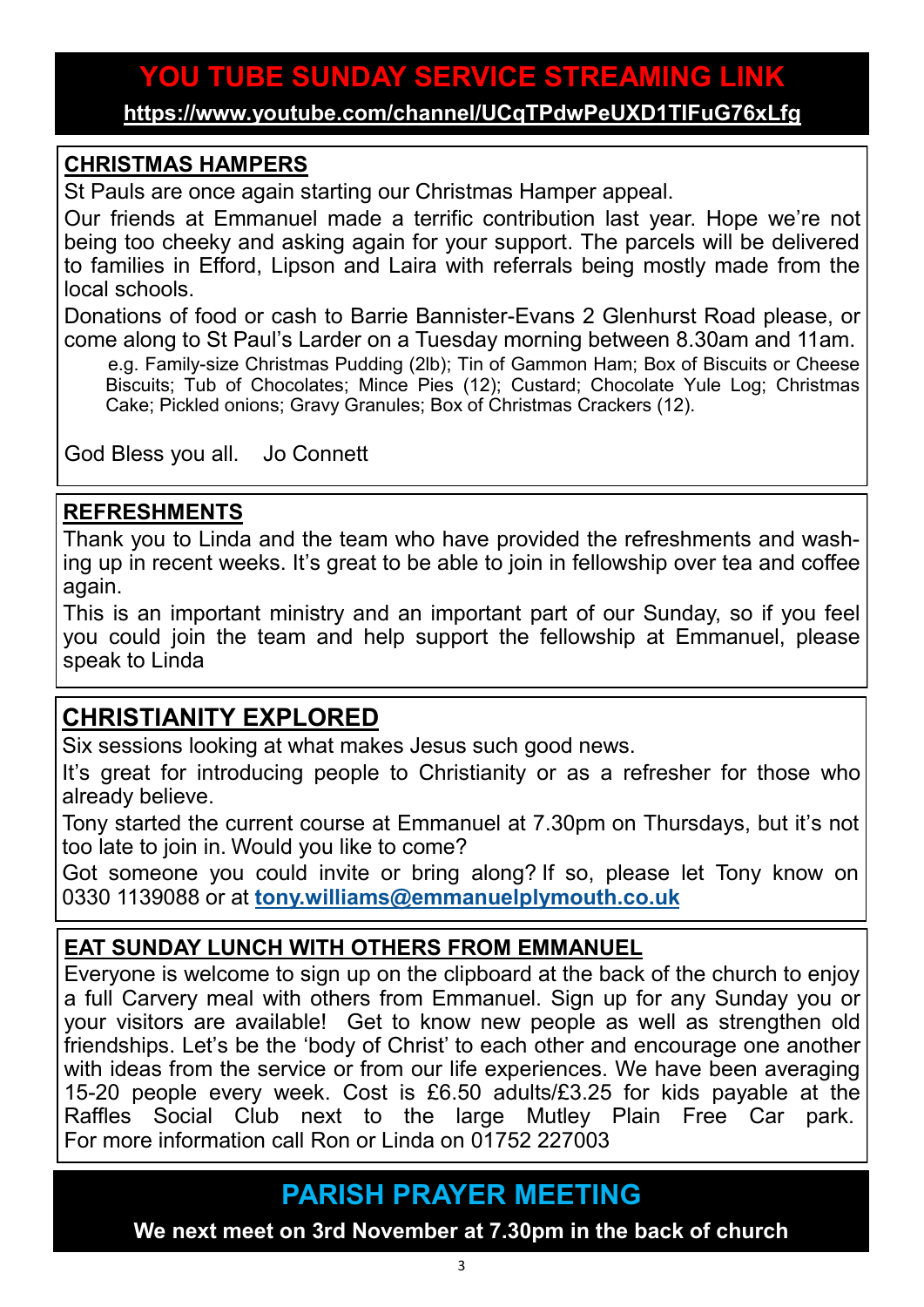## YOU TUBE SUNDAY SERVICE STREAMING LINK

**https://www.youtube.com/channel/UCqTPdwPeUXD1TIFuG76xLfg**

## CHRISTMAS HAMPERS

St Pauls are once again starting our Christmas Hamper appeal.

Our friends at Emmanuel made a terrific contribution last year. Hope we're not being too cheeky and asking again for your support. The parcels will be delivered to families in Efford, Lipson and Laira with referrals being mostly made from the local schools.

Donations of food or cash to Barrie Bannister-Evans 2 Glenhurst Road please, or come along to St Paul's Larder on a Tuesday morning between 8.30am and 11am.

e.g. Family-size Christmas Pudding (2lb); Tin of Gammon Ham; Box of Biscuits or Cheese Biscuits; Tub of Chocolates; Mince Pies (12); Custard; Chocolate Yule Log; Christmas Cake; Pickled onions; Gravy Granules; Box of Christmas Crackers (12).

God Bless you all. Jo Connett

## REFRESHMENTS

Thank you to Linda and the team who have provided the refreshments and washing up in recent weeks. It's great to be able to join in fellowship over tea and coffee again.

This is an important ministry and an important part of our Sunday, so if you feel you could join the team and help support the fellowship at Emmanuel, please speak to Linda

## CHRISTIANITY EXPLORED

Six sessions looking at what makes Jesus such good news.

It's great for introducing people to Christianity or as a refresher for those who already believe.

Tony started the current course at Emmanuel at 7.30pm on Thursdays, but it's not too late to join in. Would you like to come?

Got someone you could invite or bring along? If so, please let Tony know on 0330 1139088 or at **tony.williams@emmanuelplymouth.co.uk**

## EAT SUNDAY LUNCH WITH OTHERS FROM EMMANUEL

Everyone is welcome to sign up on the clipboard at the back of the church to enjoy a full Carvery meal with others from Emmanuel. Sign up for any Sunday you or your visitors are available! Get to know new people as well as strengthen old friendships. Let's be the 'body of Christ' to each other and encourage one another with ideas from the service or from our life experiences. We have been averaging 15-20 people every week. Cost is £6.50 adults/£3.25 for kids payable at the Raffles Social Club next to the large Mutley Plain Free Car park. For more information call Ron or Linda on 01752 227003

## PARISH PRAYER MEETING

**We next meet on 3rd November at 7.30pm in the back of church**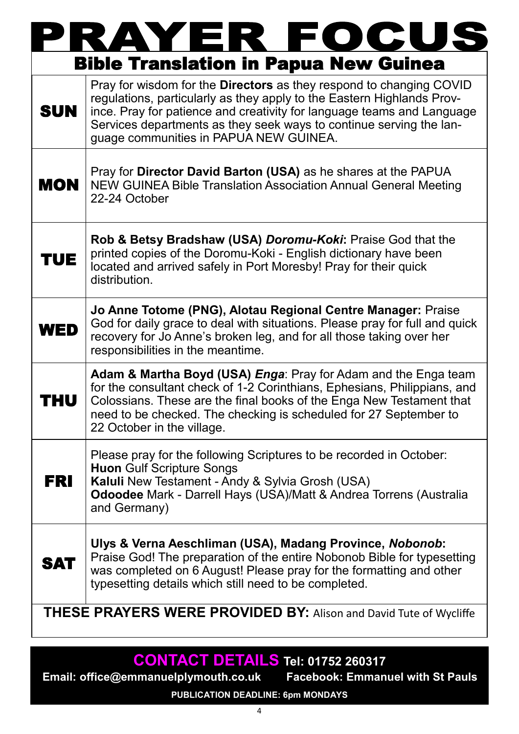# PRAYER FOCUS

## Bible Translation in Papua New Guinea

| | |
|---|---|
| **SUN** | Pray for wisdom for the **Directors** as they respond to changing COVID regulations, particularly as they apply to the Eastern Highlands Province. Pray for patience and creativity for language teams and Language Services departments as they seek ways to continue serving the language communities in PAPUA NEW GUINEA. |
| **MON** | Pray for **Director David Barton (USA)** as he shares at the PAPUA NEW GUINEA Bible Translation Association Annual General Meeting 22-24 October |
| **TUE** | **Rob & Betsy Bradshaw (USA) *Doromu-Koki*:** Praise God that the printed copies of the Doromu-Koki - English dictionary have been located and arrived safely in Port Moresby! Pray for their quick distribution. |
| **WED** | **Jo Anne Totome (PNG), Alotau Regional Centre Manager:** Praise God for daily grace to deal with situations. Please pray for full and quick recovery for Jo Anne's broken leg, and for all those taking over her responsibilities in the meantime. |
| **THU** | **Adam & Martha Boyd (USA) *Enga***: Pray for Adam and the Enga team for the consultant check of 1-2 Corinthians, Ephesians, Philippians, and Colossians. These are the final books of the Enga New Testament that need to be checked. The checking is scheduled for 27 September to 22 October in the village. |
| **FRI** | Please pray for the following Scriptures to be recorded in October:<br>**Huon** Gulf Scripture Songs<br>**Kaluli** New Testament - Andy & Sylvia Grosh (USA)<br>**Odoodee** Mark - Darrell Hays (USA)/Matt & Andrea Torrens (Australia and Germany) |
| **SAT** | **Ulys & Verna Aeschliman (USA), Madang Province, *Nobonob*:** Praise God! The preparation of the entire Nobonob Bible for typesetting was completed on 6 August! Please pray for the formatting and other typesetting details which still need to be completed. |

**THESE PRAYERS WERE PROVIDED BY:** Alison and David Tute of Wycliffe

**CONTACT DETAILS Tel: 01752 260317**

**Email: office@emmanuelplymouth.co.uk Facebook: Emmanuel with St Pauls**

**PUBLICATION DEADLINE: 6pm MONDAYS**